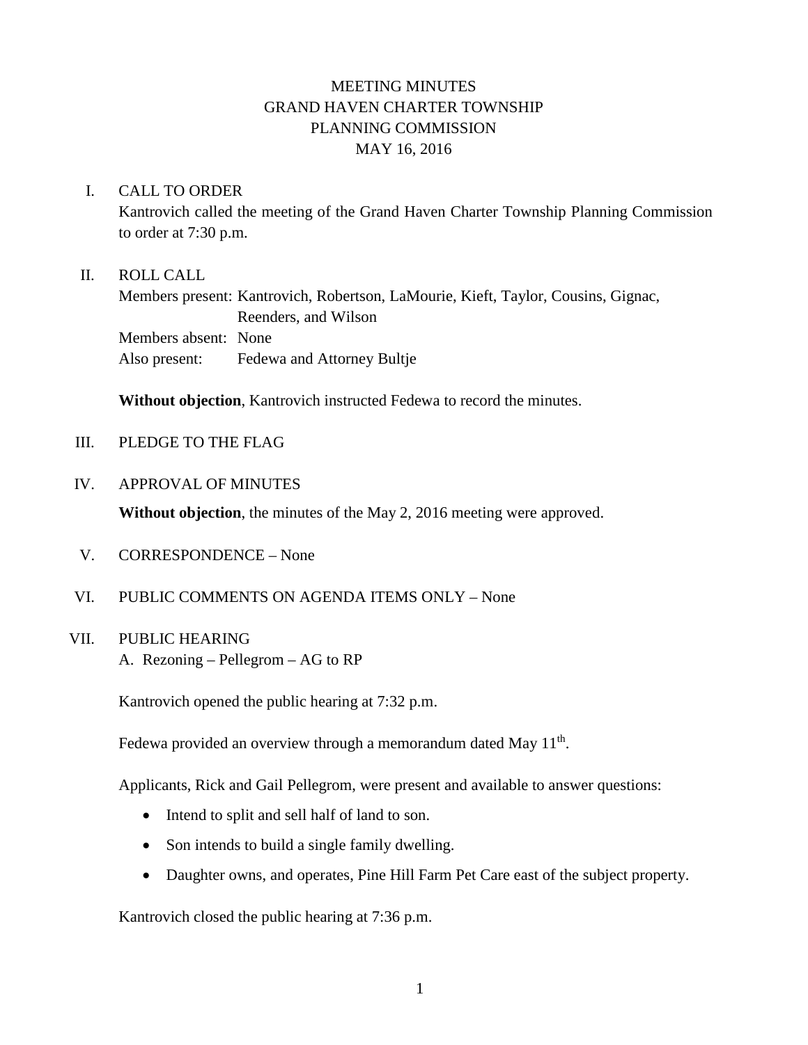# MEETING MINUTES
# GRAND HAVEN CHARTER TOWNSHIP
# PLANNING COMMISSION
# MAY 16, 2016

I. CALL TO ORDER

Kantrovich called the meeting of the Grand Haven Charter Township Planning Commission to order at 7:30 p.m.

II. ROLL CALL

Members present: Kantrovich, Robertson, LaMourie, Kieft, Taylor, Cousins, Gignac, Reenders, and Wilson
Members absent: None
Also present: Fedewa and Attorney Bultje

**Without objection**, Kantrovich instructed Fedewa to record the minutes.

III. PLEDGE TO THE FLAG

IV. APPROVAL OF MINUTES

**Without objection**, the minutes of the May 2, 2016 meeting were approved.

V. CORRESPONDENCE – None

VI. PUBLIC COMMENTS ON AGENDA ITEMS ONLY – None

VII. PUBLIC HEARING

A. Rezoning – Pellegrom – AG to RP

Kantrovich opened the public hearing at 7:32 p.m.

Fedewa provided an overview through a memorandum dated May 11th.

Applicants, Rick and Gail Pellegrom, were present and available to answer questions:

- Intend to split and sell half of land to son.
- Son intends to build a single family dwelling.
- Daughter owns, and operates, Pine Hill Farm Pet Care east of the subject property.

Kantrovich closed the public hearing at 7:36 p.m.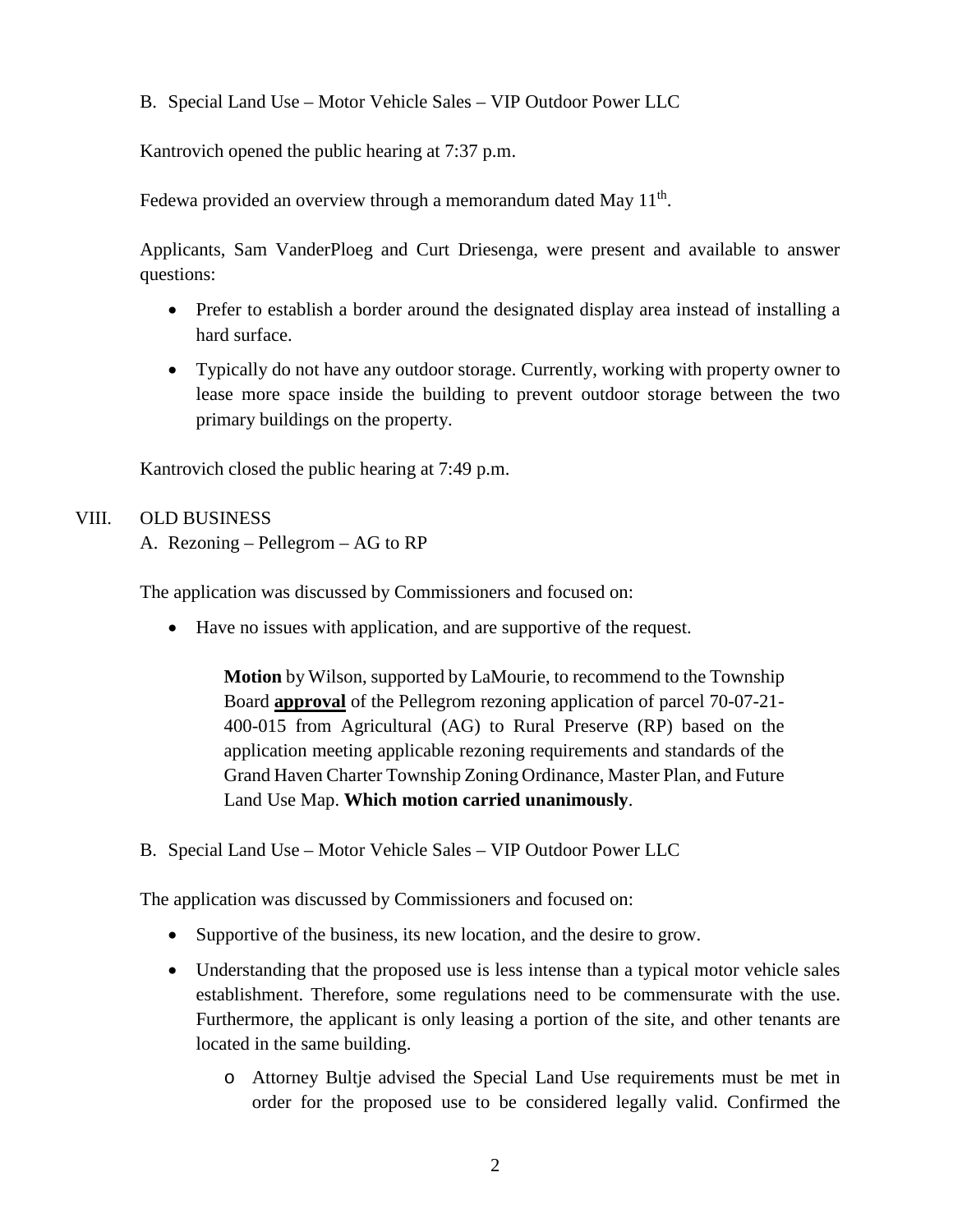B. Special Land Use – Motor Vehicle Sales – VIP Outdoor Power LLC

Kantrovich opened the public hearing at 7:37 p.m.

Fedewa provided an overview through a memorandum dated May 11th.

Applicants, Sam VanderPloeg and Curt Driesenga, were present and available to answer questions:

- Prefer to establish a border around the designated display area instead of installing a hard surface.
- Typically do not have any outdoor storage. Currently, working with property owner to lease more space inside the building to prevent outdoor storage between the two primary buildings on the property.

Kantrovich closed the public hearing at 7:49 p.m.

## VIII. OLD BUSINESS

A. Rezoning – Pellegrom – AG to RP

The application was discussed by Commissioners and focused on:

- Have no issues with application, and are supportive of the request.

> **Motion** by Wilson, supported by LaMourie, to recommend to the Township Board **approval** of the Pellegrom rezoning application of parcel 70-07-21-400-015 from Agricultural (AG) to Rural Preserve (RP) based on the application meeting applicable rezoning requirements and standards of the Grand Haven Charter Township Zoning Ordinance, Master Plan, and Future Land Use Map. **Which motion carried unanimously**.

B. Special Land Use – Motor Vehicle Sales – VIP Outdoor Power LLC

The application was discussed by Commissioners and focused on:

- Supportive of the business, its new location, and the desire to grow.
- Understanding that the proposed use is less intense than a typical motor vehicle sales establishment. Therefore, some regulations need to be commensurate with the use. Furthermore, the applicant is only leasing a portion of the site, and other tenants are located in the same building.
    - Attorney Bultje advised the Special Land Use requirements must be met in order for the proposed use to be considered legally valid. Confirmed the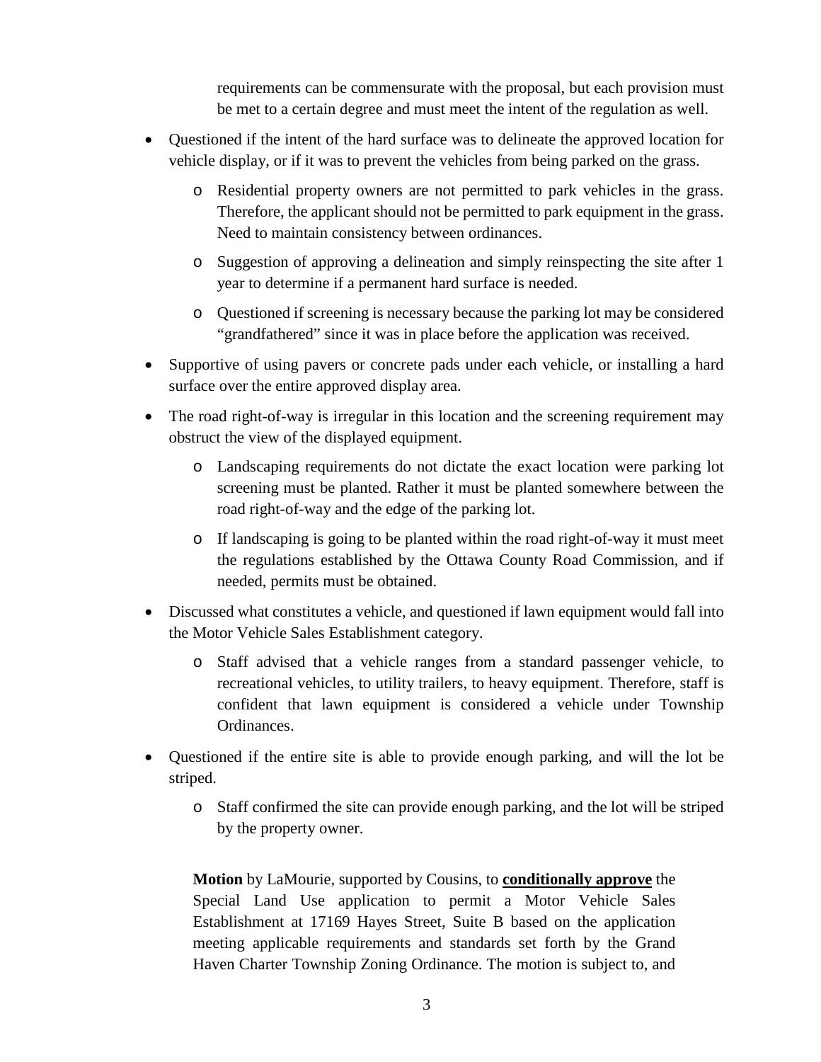requirements can be commensurate with the proposal, but each provision must be met to a certain degree and must meet the intent of the regulation as well.

- Questioned if the intent of the hard surface was to delineate the approved location for vehicle display, or if it was to prevent the vehicles from being parked on the grass.
    - Residential property owners are not permitted to park vehicles in the grass. Therefore, the applicant should not be permitted to park equipment in the grass. Need to maintain consistency between ordinances.
    - Suggestion of approving a delineation and simply reinspecting the site after 1 year to determine if a permanent hard surface is needed.
    - Questioned if screening is necessary because the parking lot may be considered "grandfathered" since it was in place before the application was received.
- Supportive of using pavers or concrete pads under each vehicle, or installing a hard surface over the entire approved display area.
- The road right-of-way is irregular in this location and the screening requirement may obstruct the view of the displayed equipment.
    - Landscaping requirements do not dictate the exact location were parking lot screening must be planted. Rather it must be planted somewhere between the road right-of-way and the edge of the parking lot.
    - If landscaping is going to be planted within the road right-of-way it must meet the regulations established by the Ottawa County Road Commission, and if needed, permits must be obtained.
- Discussed what constitutes a vehicle, and questioned if lawn equipment would fall into the Motor Vehicle Sales Establishment category.
    - Staff advised that a vehicle ranges from a standard passenger vehicle, to recreational vehicles, to utility trailers, to heavy equipment. Therefore, staff is confident that lawn equipment is considered a vehicle under Township Ordinances.
- Questioned if the entire site is able to provide enough parking, and will the lot be striped.
    - Staff confirmed the site can provide enough parking, and the lot will be striped by the property owner.

**Motion** by LaMourie, supported by Cousins, to **conditionally approve** the Special Land Use application to permit a Motor Vehicle Sales Establishment at 17169 Hayes Street, Suite B based on the application meeting applicable requirements and standards set forth by the Grand Haven Charter Township Zoning Ordinance. The motion is subject to, and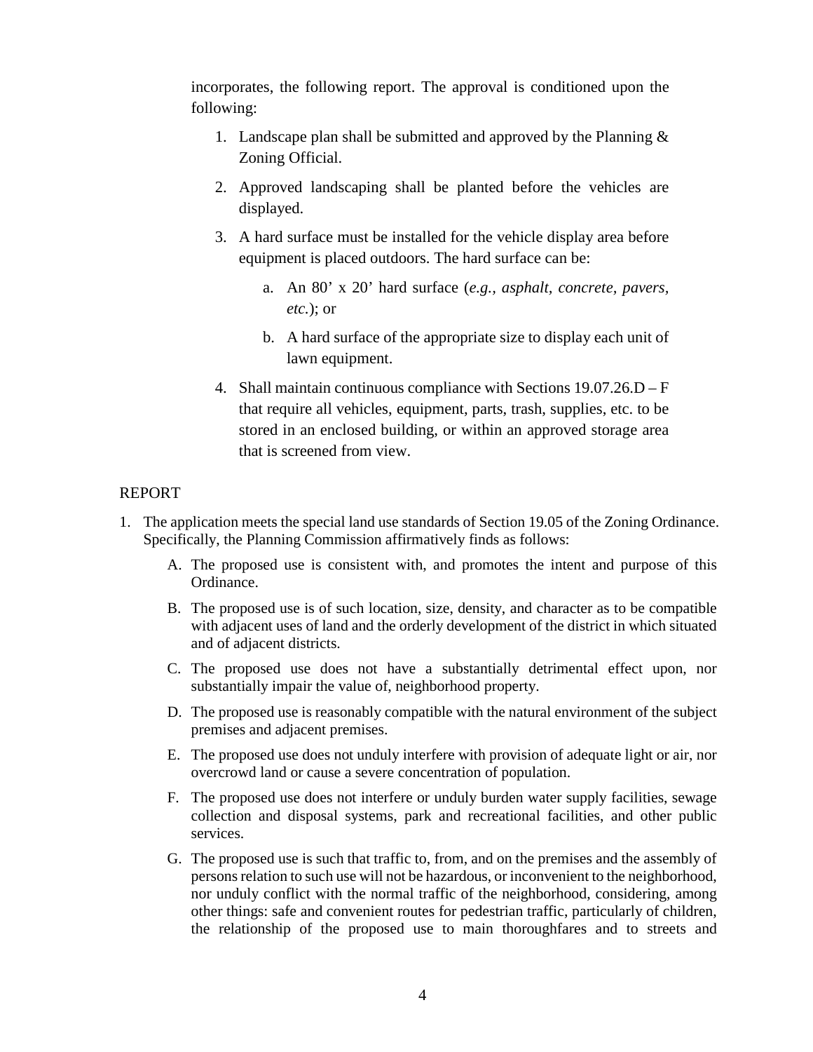incorporates, the following report. The approval is conditioned upon the following:

1. Landscape plan shall be submitted and approved by the Planning & Zoning Official.
2. Approved landscaping shall be planted before the vehicles are displayed.
3. A hard surface must be installed for the vehicle display area before equipment is placed outdoors. The hard surface can be:
    a. An 80’ x 20’ hard surface (*e.g., asphalt, concrete, pavers, etc.*); or
    b. A hard surface of the appropriate size to display each unit of lawn equipment.
4. Shall maintain continuous compliance with Sections 19.07.26.D – F that require all vehicles, equipment, parts, trash, supplies, etc. to be stored in an enclosed building, or within an approved storage area that is screened from view.

REPORT

1. The application meets the special land use standards of Section 19.05 of the Zoning Ordinance. Specifically, the Planning Commission affirmatively finds as follows:
    A. The proposed use is consistent with, and promotes the intent and purpose of this Ordinance.
    B. The proposed use is of such location, size, density, and character as to be compatible with adjacent uses of land and the orderly development of the district in which situated and of adjacent districts.
    C. The proposed use does not have a substantially detrimental effect upon, nor substantially impair the value of, neighborhood property.
    D. The proposed use is reasonably compatible with the natural environment of the subject premises and adjacent premises.
    E. The proposed use does not unduly interfere with provision of adequate light or air, nor overcrowd land or cause a severe concentration of population.
    F. The proposed use does not interfere or unduly burden water supply facilities, sewage collection and disposal systems, park and recreational facilities, and other public services.
    G. The proposed use is such that traffic to, from, and on the premises and the assembly of persons relation to such use will not be hazardous, or inconvenient to the neighborhood, nor unduly conflict with the normal traffic of the neighborhood, considering, among other things: safe and convenient routes for pedestrian traffic, particularly of children, the relationship of the proposed use to main thoroughfares and to streets and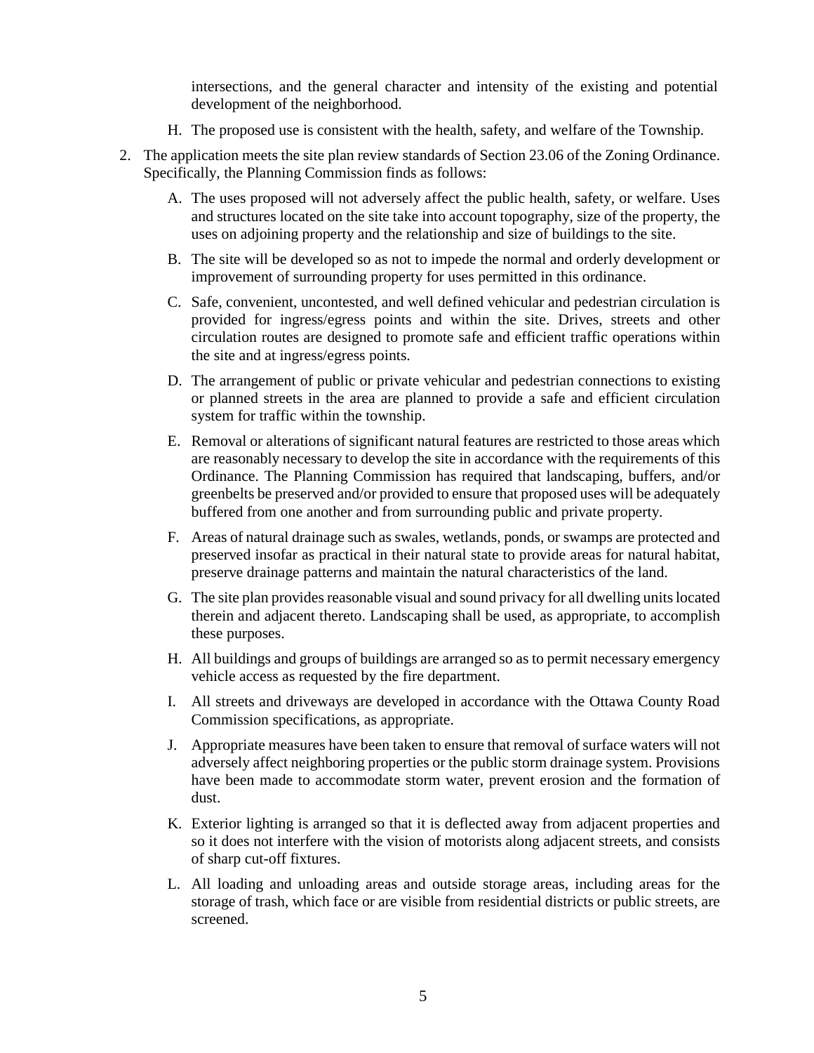intersections, and the general character and intensity of the existing and potential development of the neighborhood.

H. The proposed use is consistent with the health, safety, and welfare of the Township.

2. The application meets the site plan review standards of Section 23.06 of the Zoning Ordinance. Specifically, the Planning Commission finds as follows:

   A. The uses proposed will not adversely affect the public health, safety, or welfare. Uses and structures located on the site take into account topography, size of the property, the uses on adjoining property and the relationship and size of buildings to the site.

   B. The site will be developed so as not to impede the normal and orderly development or improvement of surrounding property for uses permitted in this ordinance.

   C. Safe, convenient, uncontested, and well defined vehicular and pedestrian circulation is provided for ingress/egress points and within the site. Drives, streets and other circulation routes are designed to promote safe and efficient traffic operations within the site and at ingress/egress points.

   D. The arrangement of public or private vehicular and pedestrian connections to existing or planned streets in the area are planned to provide a safe and efficient circulation system for traffic within the township.

   E. Removal or alterations of significant natural features are restricted to those areas which are reasonably necessary to develop the site in accordance with the requirements of this Ordinance. The Planning Commission has required that landscaping, buffers, and/or greenbelts be preserved and/or provided to ensure that proposed uses will be adequately buffered from one another and from surrounding public and private property.

   F. Areas of natural drainage such as swales, wetlands, ponds, or swamps are protected and preserved insofar as practical in their natural state to provide areas for natural habitat, preserve drainage patterns and maintain the natural characteristics of the land.

   G. The site plan provides reasonable visual and sound privacy for all dwelling units located therein and adjacent thereto. Landscaping shall be used, as appropriate, to accomplish these purposes.

   H. All buildings and groups of buildings are arranged so as to permit necessary emergency vehicle access as requested by the fire department.

   I. All streets and driveways are developed in accordance with the Ottawa County Road Commission specifications, as appropriate.

   J. Appropriate measures have been taken to ensure that removal of surface waters will not adversely affect neighboring properties or the public storm drainage system. Provisions have been made to accommodate storm water, prevent erosion and the formation of dust.

   K. Exterior lighting is arranged so that it is deflected away from adjacent properties and so it does not interfere with the vision of motorists along adjacent streets, and consists of sharp cut-off fixtures.

   L. All loading and unloading areas and outside storage areas, including areas for the storage of trash, which face or are visible from residential districts or public streets, are screened.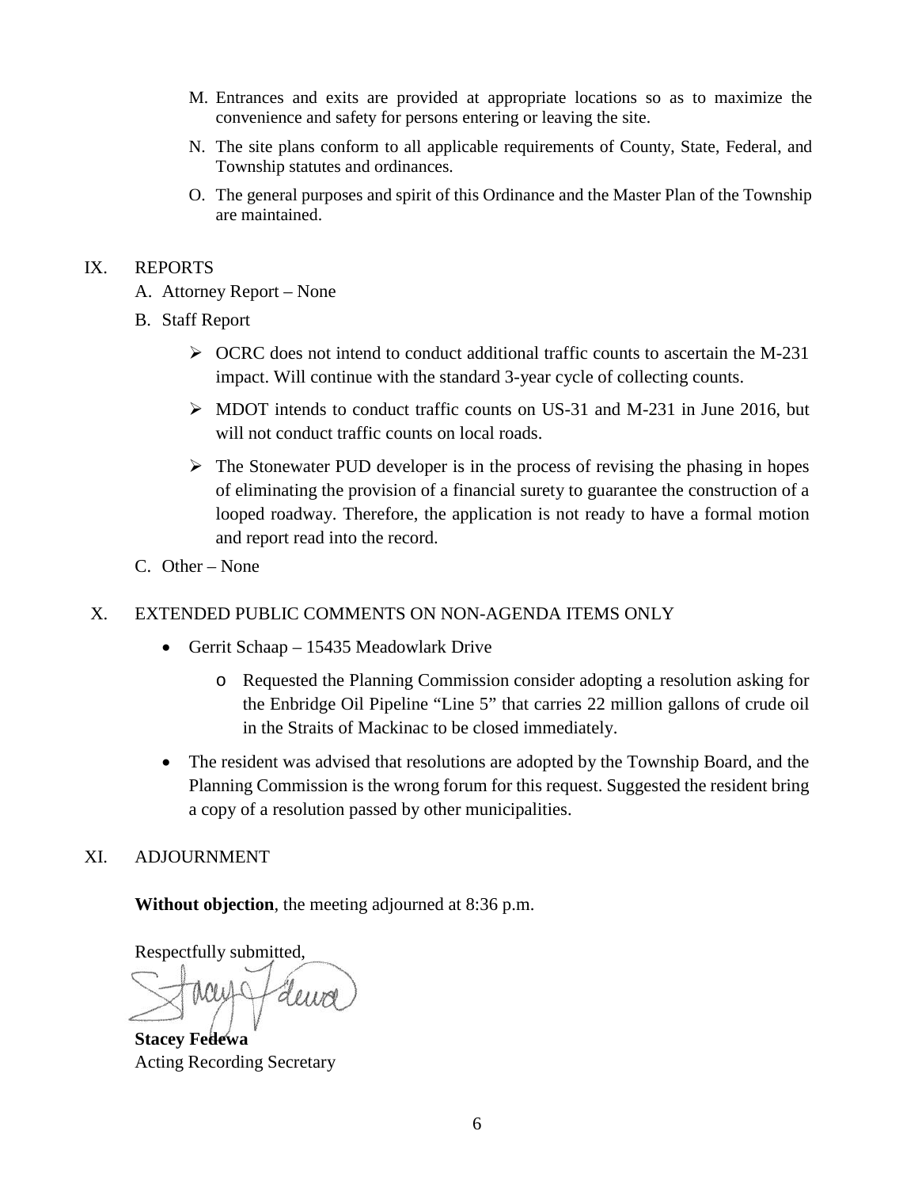M. Entrances and exits are provided at appropriate locations so as to maximize the convenience and safety for persons entering or leaving the site.

N. The site plans conform to all applicable requirements of County, State, Federal, and Township statutes and ordinances.

O. The general purposes and spirit of this Ordinance and the Master Plan of the Township are maintained.

## IX. REPORTS

A. Attorney Report – None

B. Staff Report

- OCRC does not intend to conduct additional traffic counts to ascertain the M-231 impact. Will continue with the standard 3-year cycle of collecting counts.
- MDOT intends to conduct traffic counts on US-31 and M-231 in June 2016, but will not conduct traffic counts on local roads.
- The Stonewater PUD developer is in the process of revising the phasing in hopes of eliminating the provision of a financial surety to guarantee the construction of a looped roadway. Therefore, the application is not ready to have a formal motion and report read into the record.

C. Other – None

## X. EXTENDED PUBLIC COMMENTS ON NON-AGENDA ITEMS ONLY

- Gerrit Schaap – 15435 Meadowlark Drive
  - Requested the Planning Commission consider adopting a resolution asking for the Enbridge Oil Pipeline "Line 5" that carries 22 million gallons of crude oil in the Straits of Mackinac to be closed immediately.
- The resident was advised that resolutions are adopted by the Township Board, and the Planning Commission is the wrong forum for this request. Suggested the resident bring a copy of a resolution passed by other municipalities.

## XI. ADJOURNMENT

**Without objection**, the meeting adjourned at 8:36 p.m.

Respectfully submitted,

**Stacey Fedewa**
Acting Recording Secretary